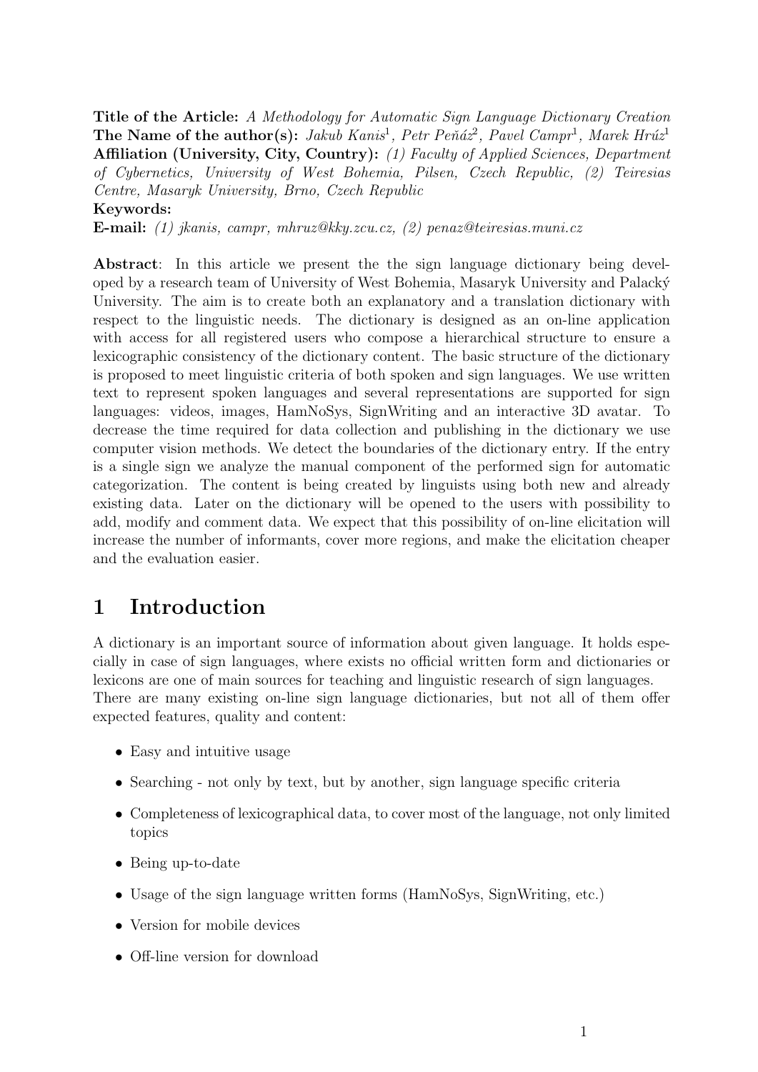**Title of the Article:** *A Methodology for Automatic Sign Language Dictionary Creation*
**The Name of the author(s):** *Jakub Kanis*[1]*, Petr Peňáz*[2]*, Pavel Campr*[1]*, Marek Hrúz*[1]
**Affiliation (University, City, Country):** *(1) Faculty of Applied Sciences, Department of Cybernetics, University of West Bohemia, Pilsen, Czech Republic, (2) Teiresias Centre, Masaryk University, Brno, Czech Republic*
**Keywords:**
**E-mail:** *(1) jkanis, campr, mhruz@kky.zcu.cz, (2) penaz@teiresias.muni.cz*

**Abstract**: In this article we present the the sign language dictionary being developed by a research team of University of West Bohemia, Masaryk University and Palacký University. The aim is to create both an explanatory and a translation dictionary with respect to the linguistic needs. The dictionary is designed as an on-line application with access for all registered users who compose a hierarchical structure to ensure a lexicographic consistency of the dictionary content. The basic structure of the dictionary is proposed to meet linguistic criteria of both spoken and sign languages. We use written text to represent spoken languages and several representations are supported for sign languages: videos, images, HamNoSys, SignWriting and an interactive 3D avatar. To decrease the time required for data collection and publishing in the dictionary we use computer vision methods. We detect the boundaries of the dictionary entry. If the entry is a single sign we analyze the manual component of the performed sign for automatic categorization. The content is being created by linguists using both new and already existing data. Later on the dictionary will be opened to the users with possibility to add, modify and comment data. We expect that this possibility of on-line elicitation will increase the number of informants, cover more regions, and make the elicitation cheaper and the evaluation easier.

# 1 Introduction

A dictionary is an important source of information about given language. It holds especially in case of sign languages, where exists no official written form and dictionaries or lexicons are one of main sources for teaching and linguistic research of sign languages.
There are many existing on-line sign language dictionaries, but not all of them offer expected features, quality and content:

- Easy and intuitive usage
- Searching - not only by text, but by another, sign language specific criteria
- Completeness of lexicographical data, to cover most of the language, not only limited topics
- Being up-to-date
- Usage of the sign language written forms (HamNoSys, SignWriting, etc.)
- Version for mobile devices
- Off-line version for download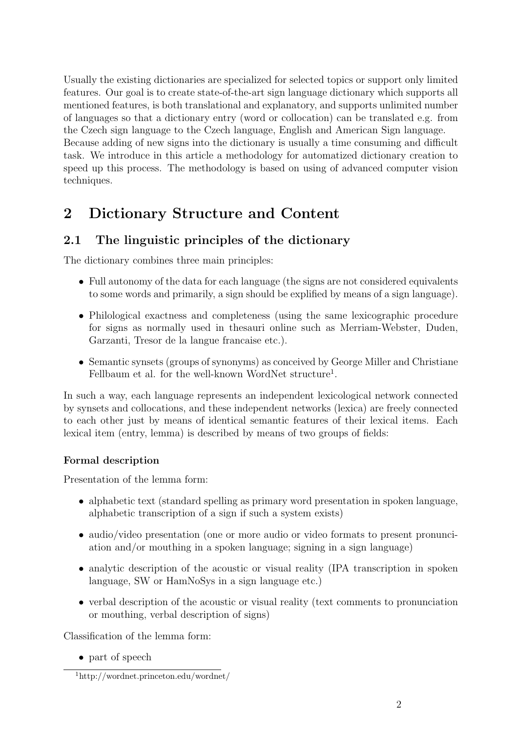Usually the existing dictionaries are specialized for selected topics or support only limited features. Our goal is to create state-of-the-art sign language dictionary which supports all mentioned features, is both translational and explanatory, and supports unlimited number of languages so that a dictionary entry (word or collocation) can be translated e.g. from the Czech sign language to the Czech language, English and American Sign language. Because adding of new signs into the dictionary is usually a time consuming and difficult task. We introduce in this article a methodology for automatized dictionary creation to speed up this process. The methodology is based on using of advanced computer vision techniques.

## 2 Dictionary Structure and Content

### 2.1 The linguistic principles of the dictionary

The dictionary combines three main principles:

- Full autonomy of the data for each language (the signs are not considered equivalents to some words and primarily, a sign should be explified by means of a sign language).
- Philological exactness and completeness (using the same lexicographic procedure for signs as normally used in thesauri online such as Merriam-Webster, Duden, Garzanti, Tresor de la langue francaise etc.).
- Semantic synsets (groups of synonyms) as conceived by George Miller and Christiane Fellbaum et al. for the well-known WordNet structure[1].

In such a way, each language represents an independent lexicological network connected by synsets and collocations, and these independent networks (lexica) are freely connected to each other just by means of identical semantic features of their lexical items. Each lexical item (entry, lemma) is described by means of two groups of fields:

**Formal description**

Presentation of the lemma form:

- alphabetic text (standard spelling as primary word presentation in spoken language, alphabetic transcription of a sign if such a system exists)
- audio/video presentation (one or more audio or video formats to present pronunciation and/or mouthing in a spoken language; signing in a sign language)
- analytic description of the acoustic or visual reality (IPA transcription in spoken language, SW or HamNoSys in a sign language etc.)
- verbal description of the acoustic or visual reality (text comments to pronunciation or mouthing, verbal description of signs)

Classification of the lemma form:

- part of speech

[1] http://wordnet.princeton.edu/wordnet/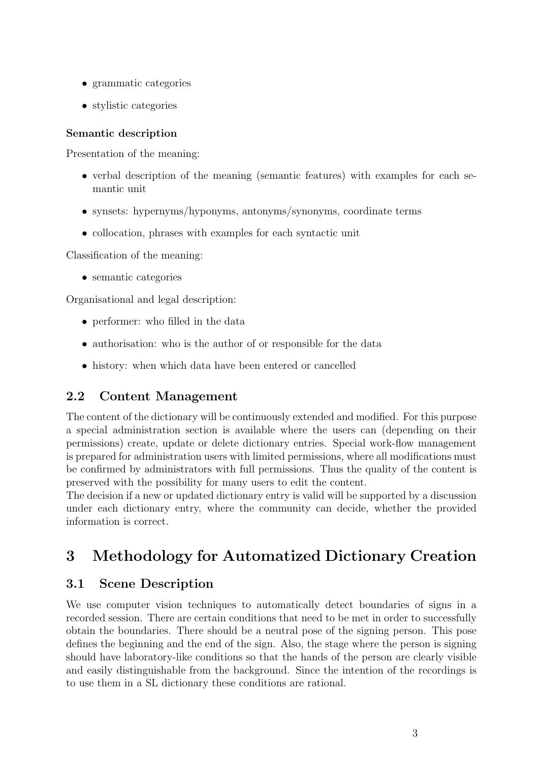- grammatic categories
- stylistic categories

**Semantic description**

Presentation of the meaning:

- verbal description of the meaning (semantic features) with examples for each semantic unit
- synsets: hypernyms/hyponyms, antonyms/synonyms, coordinate terms
- collocation, phrases with examples for each syntactic unit

Classification of the meaning:

- semantic categories

Organisational and legal description:

- performer: who filled in the data
- authorisation: who is the author of or responsible for the data
- history: when which data have been entered or cancelled

### 2.2 Content Management

The content of the dictionary will be continuously extended and modified. For this purpose a special administration section is available where the users can (depending on their permissions) create, update or delete dictionary entries. Special work-flow management is prepared for administration users with limited permissions, where all modifications must be confirmed by administrators with full permissions. Thus the quality of the content is preserved with the possibility for many users to edit the content.
The decision if a new or updated dictionary entry is valid will be supported by a discussion under each dictionary entry, where the community can decide, whether the provided information is correct.

## 3 Methodology for Automatized Dictionary Creation

### 3.1 Scene Description

We use computer vision techniques to automatically detect boundaries of signs in a recorded session. There are certain conditions that need to be met in order to successfully obtain the boundaries. There should be a neutral pose of the signing person. This pose defines the beginning and the end of the sign. Also, the stage where the person is signing should have laboratory-like conditions so that the hands of the person are clearly visible and easily distinguishable from the background. Since the intention of the recordings is to use them in a SL dictionary these conditions are rational.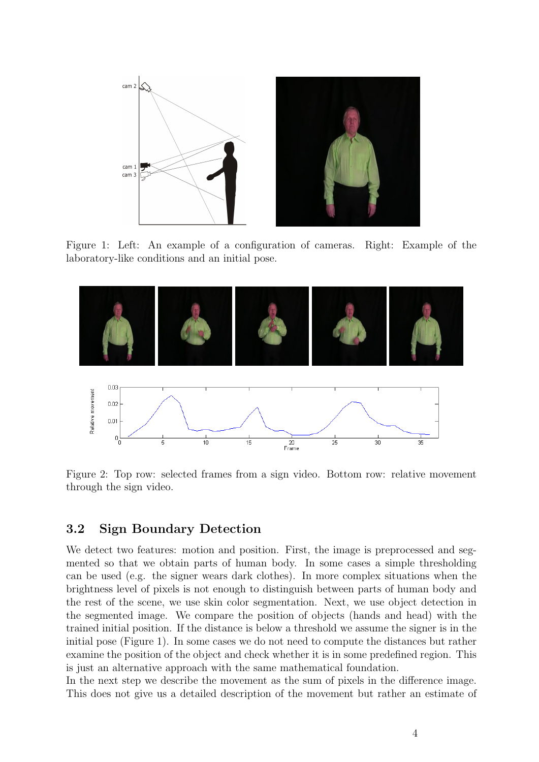Figure 1: Left: An example of a configuration of cameras. Right: Example of the laboratory-like conditions and an initial pose.

Figure 2: Top row: selected frames from a sign video. Bottom row: relative movement through the sign video.

### 3.2 Sign Boundary Detection

We detect two features: motion and position. First, the image is preprocessed and segmented so that we obtain parts of human body. In some cases a simple thresholding can be used (e.g. the signer wears dark clothes). In more complex situations when the brightness level of pixels is not enough to distinguish between parts of human body and the rest of the scene, we use skin color segmentation. Next, we use object detection in the segmented image. We compare the position of objects (hands and head) with the trained initial position. If the distance is below a threshold we assume the signer is in the initial pose (Figure 1). In some cases we do not need to compute the distances but rather examine the position of the object and check whether it is in some predefined region. This is just an alternative approach with the same mathematical foundation.
In the next step we describe the movement as the sum of pixels in the difference image. This does not give us a detailed description of the movement but rather an estimate of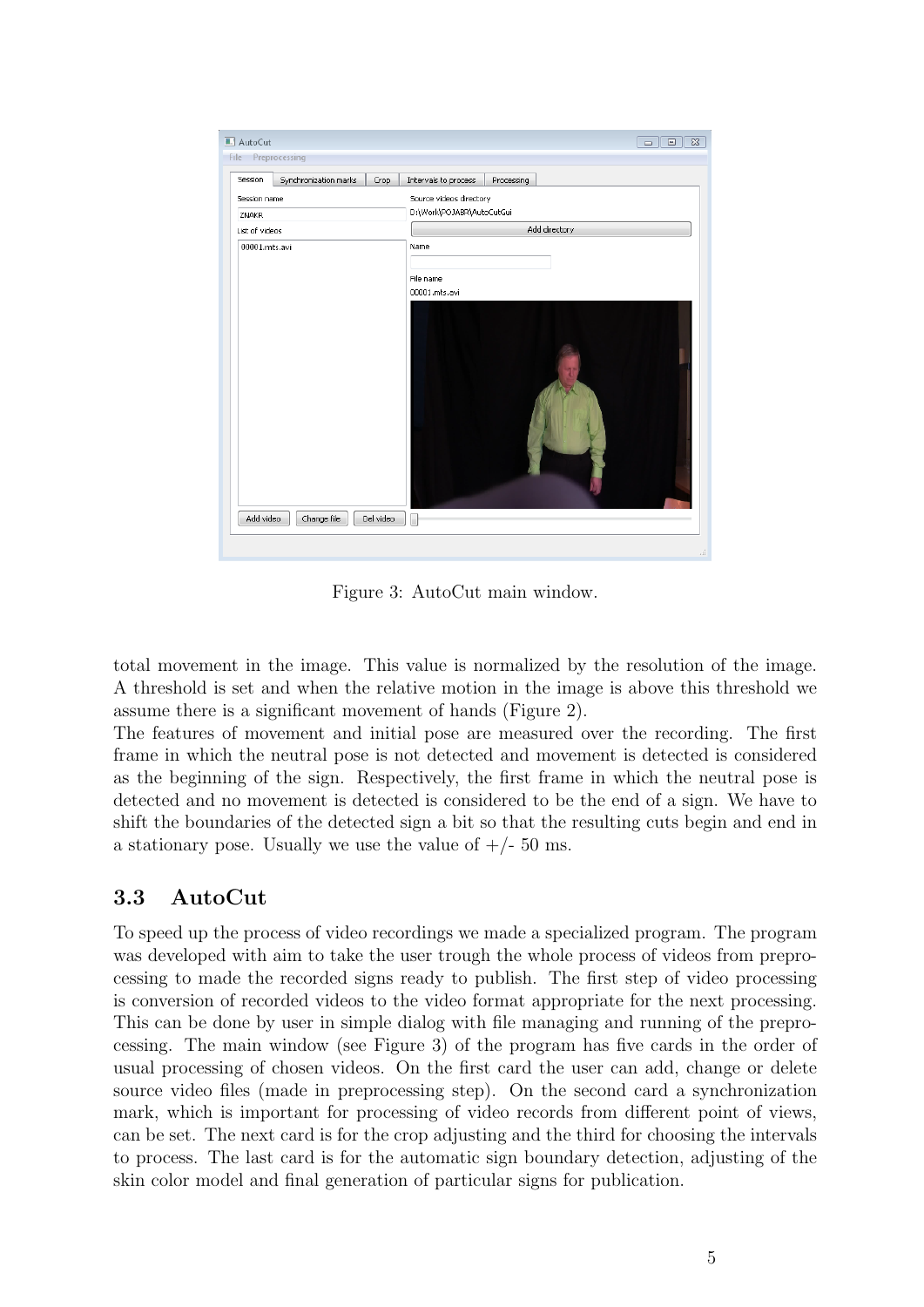Figure 3: AutoCut main window.

total movement in the image. This value is normalized by the resolution of the image. A threshold is set and when the relative motion in the image is above this threshold we assume there is a significant movement of hands (Figure 2).
The features of movement and initial pose are measured over the recording. The first frame in which the neutral pose is not detected and movement is detected is considered as the beginning of the sign. Respectively, the first frame in which the neutral pose is detected and no movement is detected is considered to be the end of a sign. We have to shift the boundaries of the detected sign a bit so that the resulting cuts begin and end in a stationary pose. Usually we use the value of +/- 50 ms.

### 3.3 AutoCut

To speed up the process of video recordings we made a specialized program. The program was developed with aim to take the user trough the whole process of videos from preprocessing to made the recorded signs ready to publish. The first step of video processing is conversion of recorded videos to the video format appropriate for the next processing. This can be done by user in simple dialog with file managing and running of the preprocessing. The main window (see Figure 3) of the program has five cards in the order of usual processing of chosen videos. On the first card the user can add, change or delete source video files (made in preprocessing step). On the second card a synchronization mark, which is important for processing of video records from different point of views, can be set. The next card is for the crop adjusting and the third for choosing the intervals to process. The last card is for the automatic sign boundary detection, adjusting of the skin color model and final generation of particular signs for publication.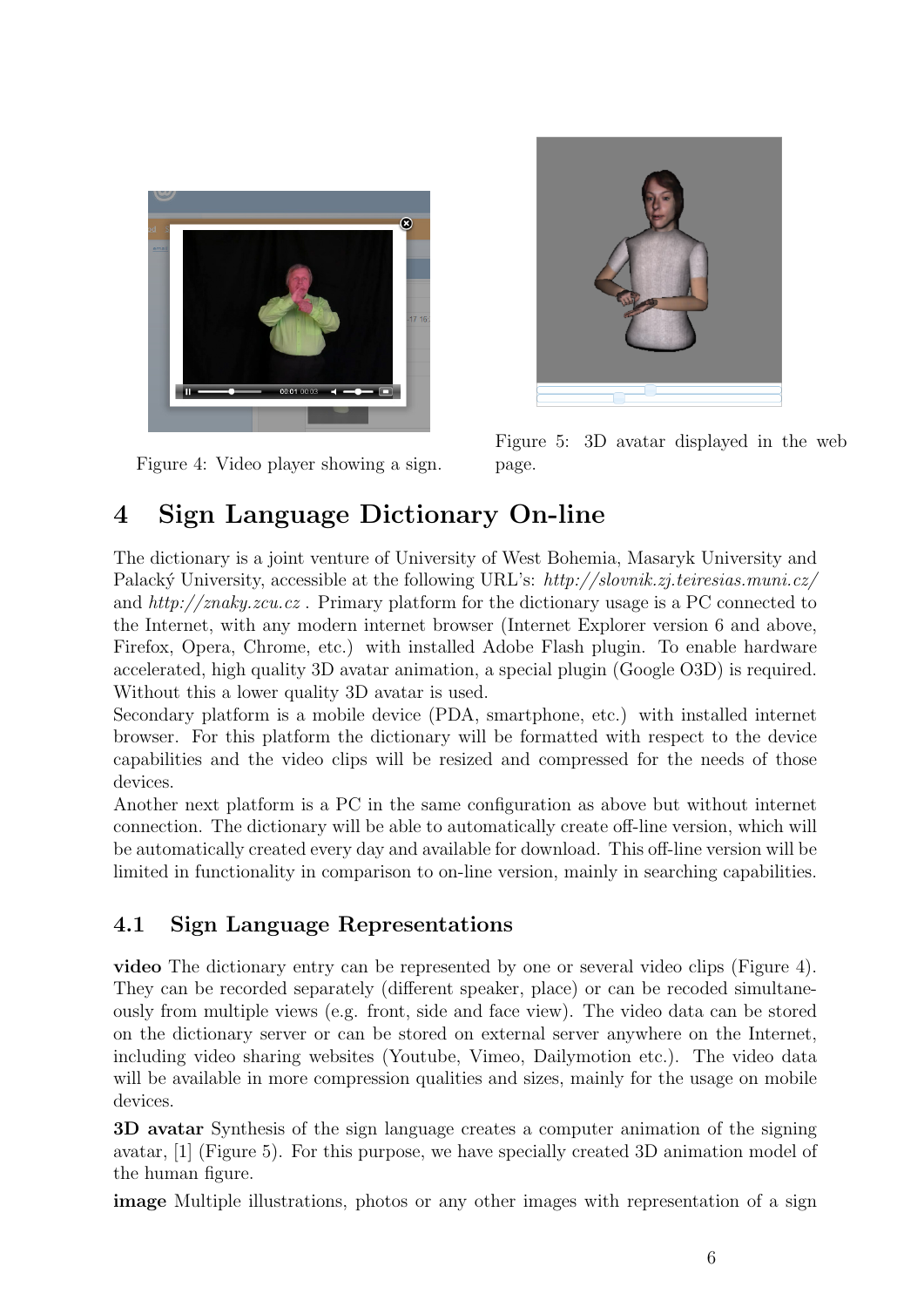Figure 4: Video player showing a sign.

Figure 5: 3D avatar displayed in the web page.

# 4 Sign Language Dictionary On-line

The dictionary is a joint venture of University of West Bohemia, Masaryk University and Palacký University, accessible at the following URL's: *http://slovnik.zj.teiresias.muni.cz/* and *http://znaky.zcu.cz* . Primary platform for the dictionary usage is a PC connected to the Internet, with any modern internet browser (Internet Explorer version 6 and above, Firefox, Opera, Chrome, etc.) with installed Adobe Flash plugin. To enable hardware accelerated, high quality 3D avatar animation, a special plugin (Google O3D) is required. Without this a lower quality 3D avatar is used.
Secondary platform is a mobile device (PDA, smartphone, etc.) with installed internet browser. For this platform the dictionary will be formatted with respect to the device capabilities and the video clips will be resized and compressed for the needs of those devices.
Another next platform is a PC in the same configuration as above but without internet connection. The dictionary will be able to automatically create off-line version, which will be automatically created every day and available for download. This off-line version will be limited in functionality in comparison to on-line version, mainly in searching capabilities.

## 4.1 Sign Language Representations

**video** The dictionary entry can be represented by one or several video clips (Figure 4). They can be recorded separately (different speaker, place) or can be recoded simultaneously from multiple views (e.g. front, side and face view). The video data can be stored on the dictionary server or can be stored on external server anywhere on the Internet, including video sharing websites (Youtube, Vimeo, Dailymotion etc.). The video data will be available in more compression qualities and sizes, mainly for the usage on mobile devices.

**3D avatar** Synthesis of the sign language creates a computer animation of the signing avatar, [1] (Figure 5). For this purpose, we have specially created 3D animation model of the human figure.

**image** Multiple illustrations, photos or any other images with representation of a sign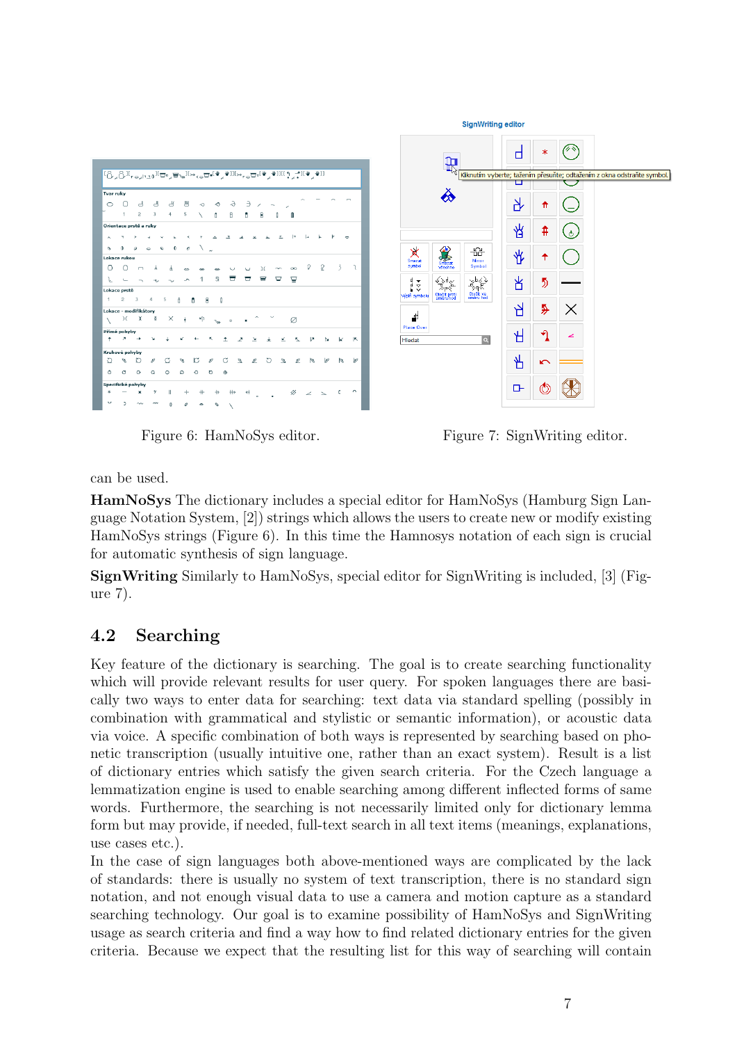Figure 6: HamNoSys editor.

Figure 7: SignWriting editor.

can be used.

**HamNoSys** The dictionary includes a special editor for HamNoSys (Hamburg Sign Language Notation System, [2]) strings which allows the users to create new or modify existing HamNoSys strings (Figure 6). In this time the Hamnosys notation of each sign is crucial for automatic synthesis of sign language.

**SignWriting** Similarly to HamNoSys, special editor for SignWriting is included, [3] (Figure 7).

## 4.2 Searching

Key feature of the dictionary is searching. The goal is to create searching functionality which will provide relevant results for user query. For spoken languages there are basically two ways to enter data for searching: text data via standard spelling (possibly in combination with grammatical and stylistic or semantic information), or acoustic data via voice. A specific combination of both ways is represented by searching based on phonetic transcription (usually intuitive one, rather than an exact system). Result is a list of dictionary entries which satisfy the given search criteria. For the Czech language a lemmatization engine is used to enable searching among different inflected forms of same words. Furthermore, the searching is not necessarily limited only for dictionary lemma form but may provide, if needed, full-text search in all text items (meanings, explanations, use cases etc.).

In the case of sign languages both above-mentioned ways are complicated by the lack of standards: there is usually no system of text transcription, there is no standard sign notation, and not enough visual data to use a camera and motion capture as a standard searching technology. Our goal is to examine possibility of HamNoSys and SignWriting usage as search criteria and find a way how to find related dictionary entries for the given criteria. Because we expect that the resulting list for this way of searching will contain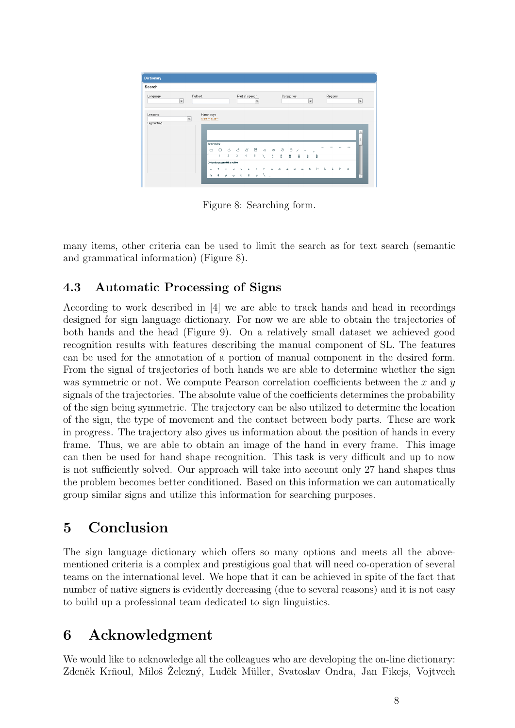Figure 8: Searching form.

many items, other criteria can be used to limit the search as for text search (semantic and grammatical information) (Figure 8).

### 4.3 Automatic Processing of Signs

According to work described in [4] we are able to track hands and head in recordings designed for sign language dictionary. For now we are able to obtain the trajectories of both hands and the head (Figure 9). On a relatively small dataset we achieved good recognition results with features describing the manual component of SL. The features can be used for the annotation of a portion of manual component in the desired form. From the signal of trajectories of both hands we are able to determine whether the sign was symmetric or not. We compute Pearson correlation coefficients between the $x$ and $y$ signals of the trajectories. The absolute value of the coefficients determines the probability of the sign being symmetric. The trajectory can be also utilized to determine the location of the sign, the type of movement and the contact between body parts. These are work in progress. The trajectory also gives us information about the position of hands in every frame. Thus, we are able to obtain an image of the hand in every frame. This image can then be used for hand shape recognition. This task is very difficult and up to now is not sufficiently solved. Our approach will take into account only 27 hand shapes thus the problem becomes better conditioned. Based on this information we can automatically group similar signs and utilize this information for searching purposes.

## 5 Conclusion

The sign language dictionary which offers so many options and meets all the above-mentioned criteria is a complex and prestigious goal that will need co-operation of several teams on the international level. We hope that it can be achieved in spite of the fact that number of native signers is evidently decreasing (due to several reasons) and it is not easy to build up a professional team dedicated to sign linguistics.

## 6 Acknowledgment

We would like to acknowledge all the colleagues who are developing the on-line dictionary: Zdeněk Krňoul, Miloš Železný, Luděk Müller, Svatoslav Ondra, Jan Fikejs, Vojtvech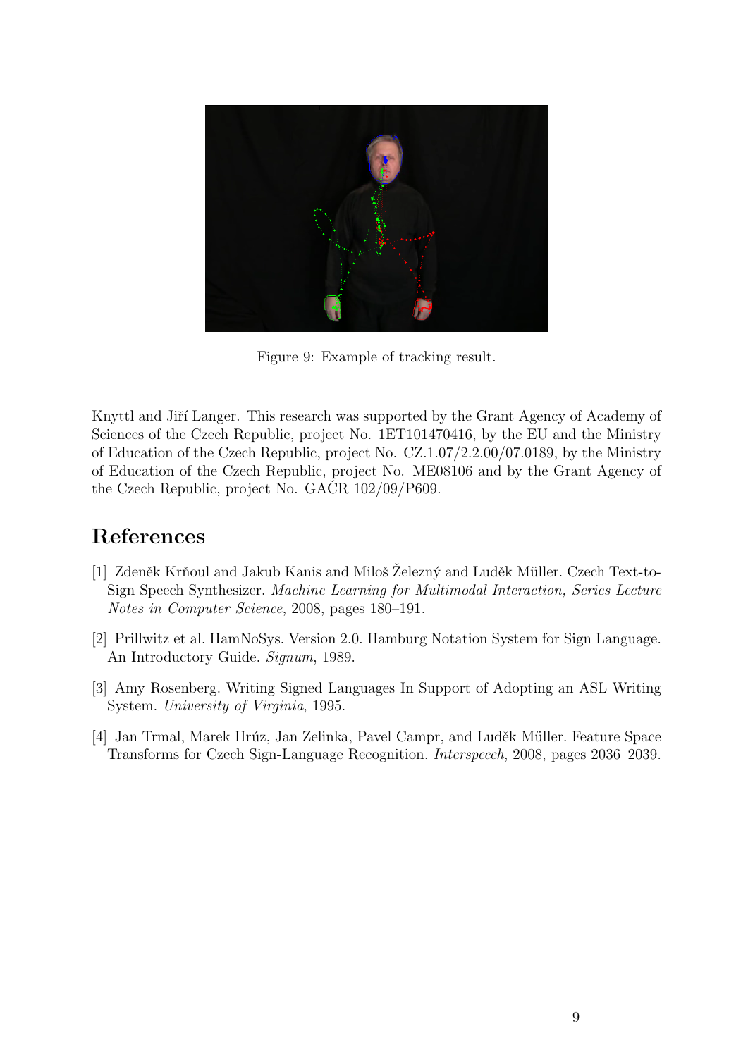Figure 9: Example of tracking result.

Knyttl and Jiří Langer. This research was supported by the Grant Agency of Academy of Sciences of the Czech Republic, project No. 1ET101470416, by the EU and the Ministry of Education of the Czech Republic, project No. CZ.1.07/2.2.00/07.0189, by the Ministry of Education of the Czech Republic, project No. ME08106 and by the Grant Agency of the Czech Republic, project No. GAČR 102/09/P609.

## References

[1] Zdeněk Krňoul and Jakub Kanis and Miloš Železný and Luděk Müller. Czech Text-to-Sign Speech Synthesizer. *Machine Learning for Multimodal Interaction, Series Lecture Notes in Computer Science*, 2008, pages 180–191.

[2] Prillwitz et al. HamNoSys. Version 2.0. Hamburg Notation System for Sign Language. An Introductory Guide. *Signum*, 1989.

[3] Amy Rosenberg. Writing Signed Languages In Support of Adopting an ASL Writing System. *University of Virginia*, 1995.

[4] Jan Trmal, Marek Hrúz, Jan Zelinka, Pavel Campr, and Luděk Müller. Feature Space Transforms for Czech Sign-Language Recognition. *Interspeech*, 2008, pages 2036–2039.